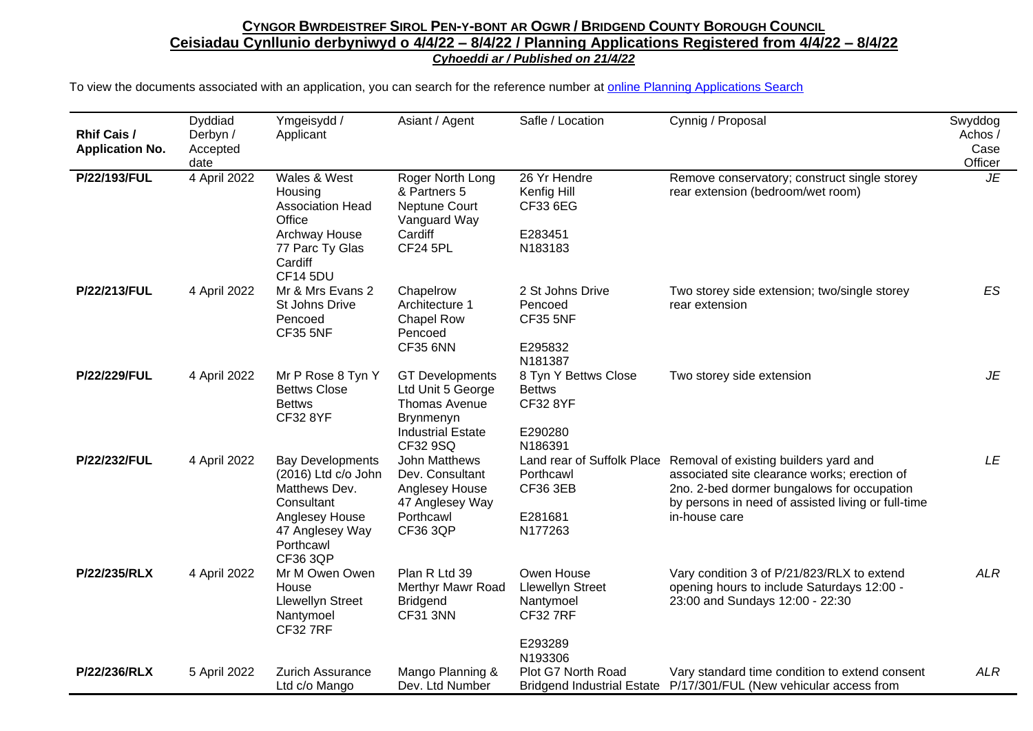**<u>CYNGOR BWRDEISTREF SIROL PEN-Y-BONT AR OGWR / BRIDGEND COUNTY BOROUGH COUNCIL</u>**

**<u>Ceisiadau Cynllunio derbyniwyd o 4/4/22 – 8/4/22 / Planning Applications Registered from 4/4/22 – 8/4/22</u>**

***<u>Cyhoeddi ar / Published on 21/4/22</u>***

To view the documents associated with an application, you can search for the reference number at online Planning Applications Search

| Rhif Cais / Application No. | Dyddiad Derbyn / Accepted date | Ymgeisydd / Applicant | Asiant / Agent | Safle / Location | Cynnig / Proposal | Swyddog Achos / Case Officer |
|---|---|---|---|---|---|---|
| **P/22/193/FUL** | 4 April 2022 | Wales & West Housing Association Head Office Archway House 77 Parc Ty Glas Cardiff CF14 5DU | Roger North Long & Partners 5 Neptune Court Vanguard Way Cardiff CF24 5PL | 26 Yr Hendre Kenfig Hill CF33 6EG E283451 N183183 | Remove conservatory; construct single storey rear extension (bedroom/wet room) | *JE* |
| **P/22/213/FUL** | 4 April 2022 | Mr & Mrs Evans 2 St Johns Drive Pencoed CF35 5NF | Chapelrow Architecture 1 Chapel Row Pencoed CF35 6NN | 2 St Johns Drive Pencoed CF35 5NF E295832 N181387 | Two storey side extension; two/single storey rear extension | *ES* |
| **P/22/229/FUL** | 4 April 2022 | Mr P Rose 8 Tyn Y Bettws Close Bettws CF32 8YF | GT Developments Ltd Unit 5 George Thomas Avenue Brynmenyn Industrial Estate CF32 9SQ | 8 Tyn Y Bettws Close Bettws CF32 8YF E290280 N186391 | Two storey side extension | *JE* |
| **P/22/232/FUL** | 4 April 2022 | Bay Developments (2016) Ltd c/o John Matthews Dev. Consultant Anglesey House 47 Anglesey Way Porthcawl CF36 3QP | John Matthews Dev. Consultant Anglesey House 47 Anglesey Way Porthcawl CF36 3QP | Land rear of Suffolk Place Porthcawl CF36 3EB E281681 N177263 | Removal of existing builders yard and associated site clearance works; erection of 2no. 2-bed dormer bungalows for occupation by persons in need of assisted living or full-time in-house care | *LE* |
| **P/22/235/RLX** | 4 April 2022 | Mr M Owen Owen House Llewellyn Street Nantymoel CF32 7RF | Plan R Ltd 39 Merthyr Mawr Road Bridgend CF31 3NN | Owen House Llewellyn Street Nantymoel CF32 7RF E293289 N193306 | Vary condition 3 of P/21/823/RLX to extend opening hours to include Saturdays 12:00 - 23:00 and Sundays 12:00 - 22:30 | *ALR* |
| **P/22/236/RLX** | 5 April 2022 | Zurich Assurance Ltd c/o Mango | Mango Planning & Dev. Ltd Number | Plot G7 North Road Bridgend Industrial Estate | Vary standard time condition to extend consent P/17/301/FUL (New vehicular access from | *ALR* |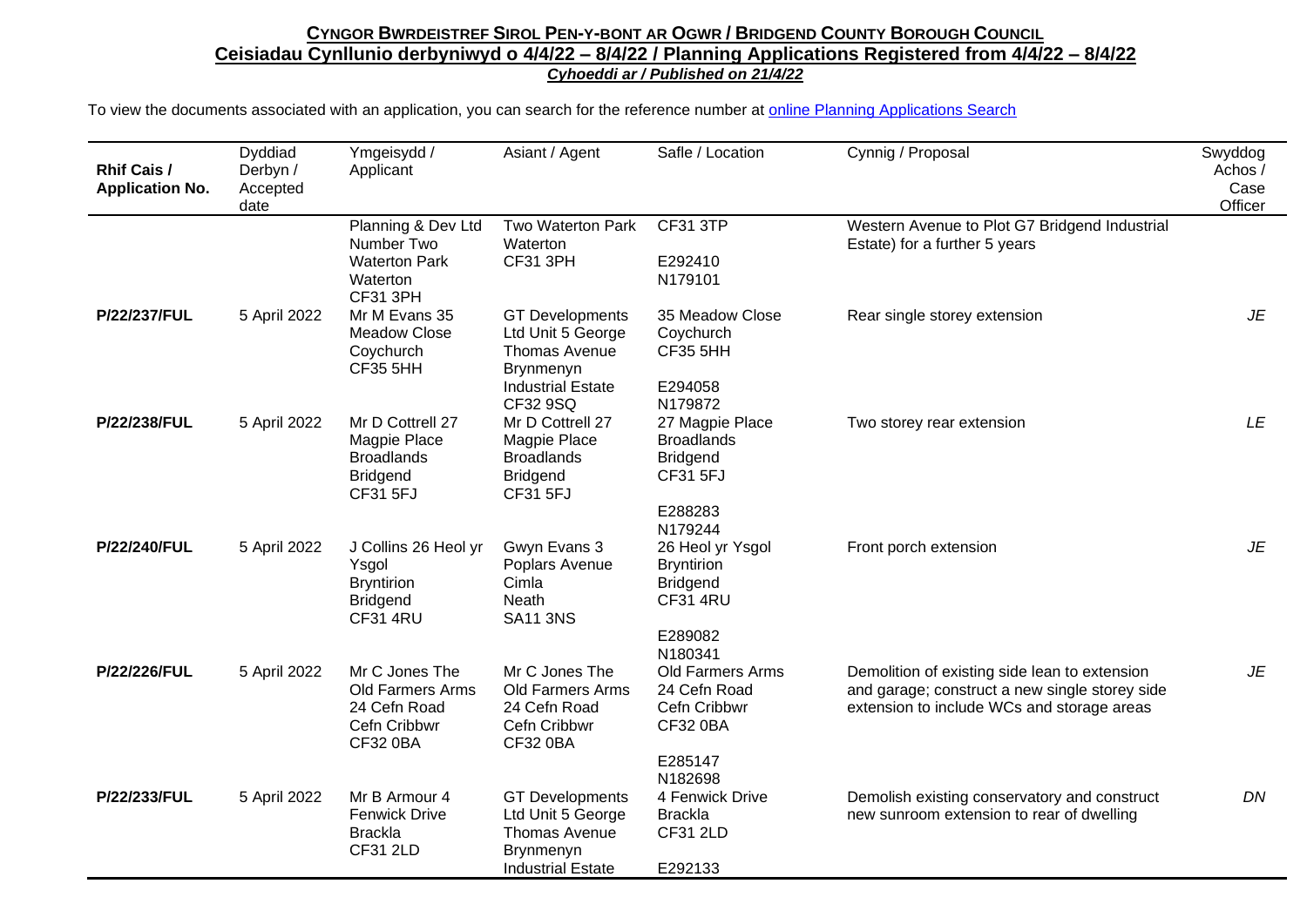**CYNGOR BWRDEISTREF SIROL PEN-Y-BONT AR OGWR / BRIDGEND COUNTY BOROUGH COUNCIL**
**Ceisiadau Cynllunio derbyniwyd o 4/4/22 – 8/4/22 / Planning Applications Registered from 4/4/22 – 8/4/22**
***Cyhoeddi ar / Published on 21/4/22***

To view the documents associated with an application, you can search for the reference number at online Planning Applications Search

| Rhif Cais / Application No. | Dyddiad Derbyn / Accepted date | Ymgeisydd / Applicant | Asiant / Agent | Safle / Location | Cynnig / Proposal | Swyddog Achos / Case Officer |
|---|---|---|---|---|---|---|
| | | Planning & Dev Ltd Number Two Waterton Park Waterton CF31 3PH | Two Waterton Park Waterton CF31 3PH | CF31 3TP<br><br>E292410<br>N179101 | Western Avenue to Plot G7 Bridgend Industrial Estate) for a further 5 years | |
| **P/22/237/FUL** | 5 April 2022 | Mr M Evans 35 Meadow Close Coychurch CF35 5HH | GT Developments Ltd Unit 5 George Thomas Avenue Brynmenyn Industrial Estate CF32 9SQ | 35 Meadow Close Coychurch CF35 5HH<br><br>E294058<br>N179872 | Rear single storey extension | *JE* |
| **P/22/238/FUL** | 5 April 2022 | Mr D Cottrell 27 Magpie Place Broadlands Bridgend CF31 5FJ | Mr D Cottrell 27 Magpie Place Broadlands Bridgend CF31 5FJ | 27 Magpie Place Broadlands Bridgend CF31 5FJ<br><br>E288283<br>N179244 | Two storey rear extension | *LE* |
| **P/22/240/FUL** | 5 April 2022 | J Collins 26 Heol yr Ysgol Bryntirion Bridgend CF31 4RU | Gwyn Evans 3 Poplars Avenue Cimla Neath SA11 3NS | 26 Heol yr Ysgol Bryntirion Bridgend CF31 4RU<br><br>E289082<br>N180341 | Front porch extension | *JE* |
| **P/22/226/FUL** | 5 April 2022 | Mr C Jones The Old Farmers Arms 24 Cefn Road Cefn Cribbwr CF32 0BA | Mr C Jones The Old Farmers Arms 24 Cefn Road Cefn Cribbwr CF32 0BA | Old Farmers Arms 24 Cefn Road Cefn Cribbwr CF32 0BA<br><br>E285147<br>N182698 | Demolition of existing side lean to extension and garage; construct a new single storey side extension to include WCs and storage areas | *JE* |
| **P/22/233/FUL** | 5 April 2022 | Mr B Armour 4 Fenwick Drive Brackla CF31 2LD | GT Developments Ltd Unit 5 George Thomas Avenue Brynmenyn Industrial Estate | 4 Fenwick Drive Brackla CF31 2LD<br><br>E292133 | Demolish existing conservatory and construct new sunroom extension to rear of dwelling | *DN* |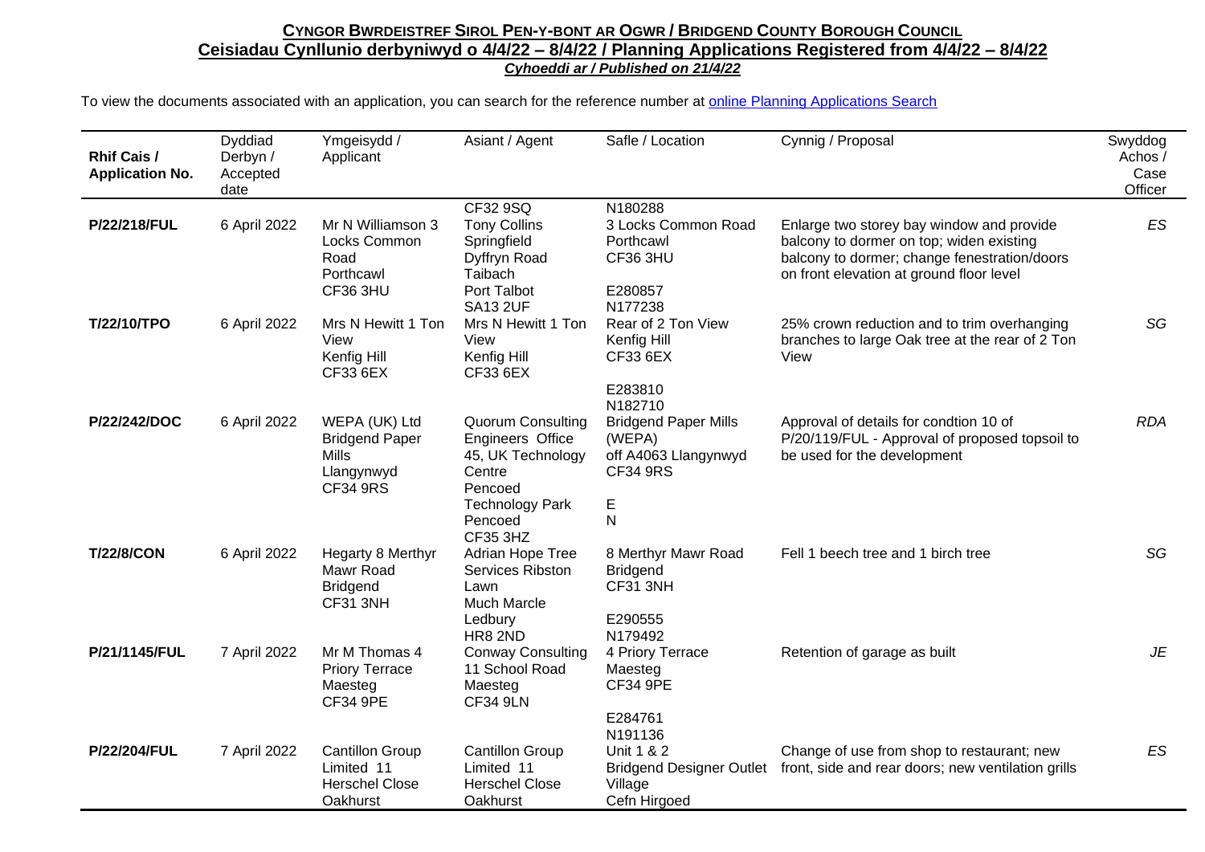## Cyngor Bwrdeistref Sirol Pen-y-bont ar Ogwr / Bridgend County Borough Council

**Ceisiadau Cynllunio derbyniwyd o 4/4/22 – 8/4/22 / Planning Applications Registered from 4/4/22 – 8/4/22**

***Cyhoeddi ar / Published on 21/4/22***

To view the documents associated with an application, you can search for the reference number at online Planning Applications Search

| Rhif Cais / Application No. | Dyddiad Derbyn / Accepted date | Ymgeisydd / Applicant | Asiant / Agent | Safle / Location | Cynnig / Proposal | Swyddog Achos / Case Officer |
|---|---|---|---|---|---|---|
| | | | CF32 9SQ | N180288 | | |
| **P/22/218/FUL** | 6 April 2022 | Mr N Williamson 3 Locks Common Road Porthcawl CF36 3HU | Tony Collins Springfield Dyffryn Road Taibach Port Talbot SA13 2UF | 3 Locks Common Road Porthcawl CF36 3HU E280857 N177238 | Enlarge two storey bay window and provide balcony to dormer on top; widen existing balcony to dormer; change fenestration/doors on front elevation at ground floor level | *ES* |
| **T/22/10/TPO** | 6 April 2022 | Mrs N Hewitt 1 Ton View Kenfig Hill CF33 6EX | Mrs N Hewitt 1 Ton View Kenfig Hill CF33 6EX | Rear of 2 Ton View Kenfig Hill CF33 6EX E283810 N182710 | 25% crown reduction and to trim overhanging branches to large Oak tree at the rear of 2 Ton View | *SG* |
| **P/22/242/DOC** | 6 April 2022 | WEPA (UK) Ltd Bridgend Paper Mills Llangynwyd CF34 9RS | Quorum Consulting Engineers Office 45, UK Technology Centre Pencoed Technology Park Pencoed CF35 3HZ | Bridgend Paper Mills (WEPA) off A4063 Llangynwyd CF34 9RS E N | Approval of details for condtion 10 of P/20/119/FUL - Approval of proposed topsoil to be used for the development | *RDA* |
| **T/22/8/CON** | 6 April 2022 | Hegarty 8 Merthyr Mawr Road Bridgend CF31 3NH | Adrian Hope Tree Services Ribston Lawn Much Marcle Ledbury HR8 2ND | 8 Merthyr Mawr Road Bridgend CF31 3NH E290555 N179492 | Fell 1 beech tree and 1 birch tree | *SG* |
| **P/21/1145/FUL** | 7 April 2022 | Mr M Thomas 4 Priory Terrace Maesteg CF34 9PE | Conway Consulting 11 School Road Maesteg CF34 9LN | 4 Priory Terrace Maesteg CF34 9PE E284761 N191136 | Retention of garage as built | *JE* |
| **P/22/204/FUL** | 7 April 2022 | Cantillon Group Limited 11 Herschel Close Oakhurst | Cantillon Group Limited 11 Herschel Close Oakhurst | Unit 1 & 2 Bridgend Designer Outlet Village Cefn Hirgoed | Change of use from shop to restaurant; new front, side and rear doors; new ventilation grills | *ES* |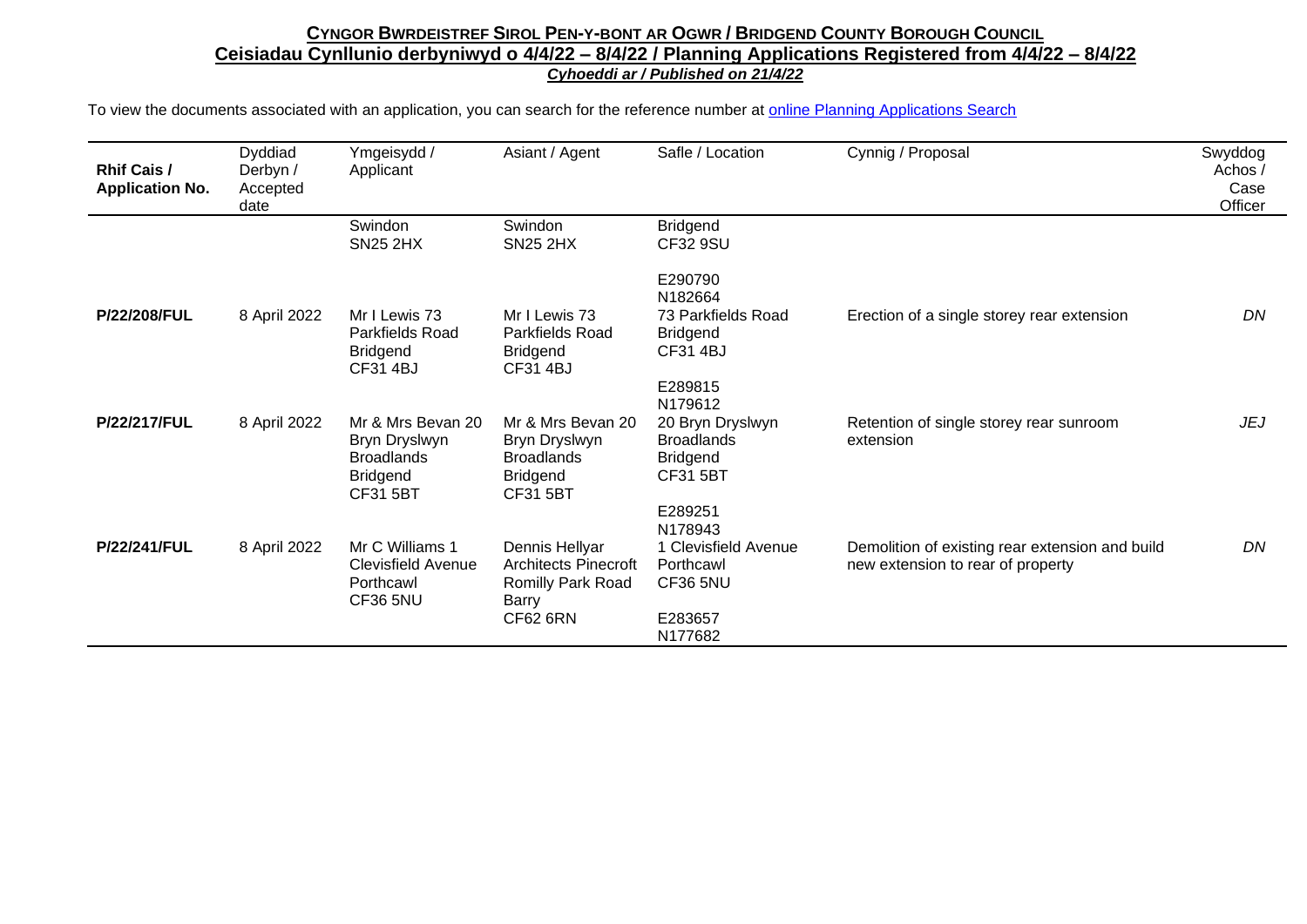**CYNGOR BWRDEISTREF SIROL PEN-Y-BONT AR OGWR / BRIDGEND COUNTY BOROUGH COUNCIL**
**Ceisiadau Cynllunio derbyniwyd o 4/4/22 – 8/4/22 / Planning Applications Registered from 4/4/22 – 8/4/22**
***Cyhoeddi ar / Published on 21/4/22***

To view the documents associated with an application, you can search for the reference number at [online Planning Applications Search]()

| Rhif Cais / Application No. | Dyddiad Derbyn / Accepted date | Ymgeisydd / Applicant | Asiant / Agent | Safle / Location | Cynnig / Proposal | Swyddog Achos / Case Officer |
|---|---|---|---|---|---|---|
| | | Swindon SN25 2HX | Swindon SN25 2HX | Bridgend CF32 9SU E290790 N182664 | | |
| **P/22/208/FUL** | 8 April 2022 | Mr I Lewis 73 Parkfields Road Bridgend CF31 4BJ | Mr I Lewis 73 Parkfields Road Bridgend CF31 4BJ | 73 Parkfields Road Bridgend CF31 4BJ E289815 N179612 | Erection of a single storey rear extension | *DN* |
| **P/22/217/FUL** | 8 April 2022 | Mr & Mrs Bevan 20 Bryn Dryslwyn Broadlands Bridgend CF31 5BT | Mr & Mrs Bevan 20 Bryn Dryslwyn Broadlands Bridgend CF31 5BT | 20 Bryn Dryslwyn Broadlands Bridgend CF31 5BT E289251 N178943 | Retention of single storey rear sunroom extension | *JEJ* |
| **P/22/241/FUL** | 8 April 2022 | Mr C Williams 1 Clevisfield Avenue Porthcawl CF36 5NU | Dennis Hellyar Architects Pinecroft Romilly Park Road Barry CF62 6RN | 1 Clevisfield Avenue Porthcawl CF36 5NU E283657 N177682 | Demolition of existing rear extension and build new extension to rear of property | *DN* |